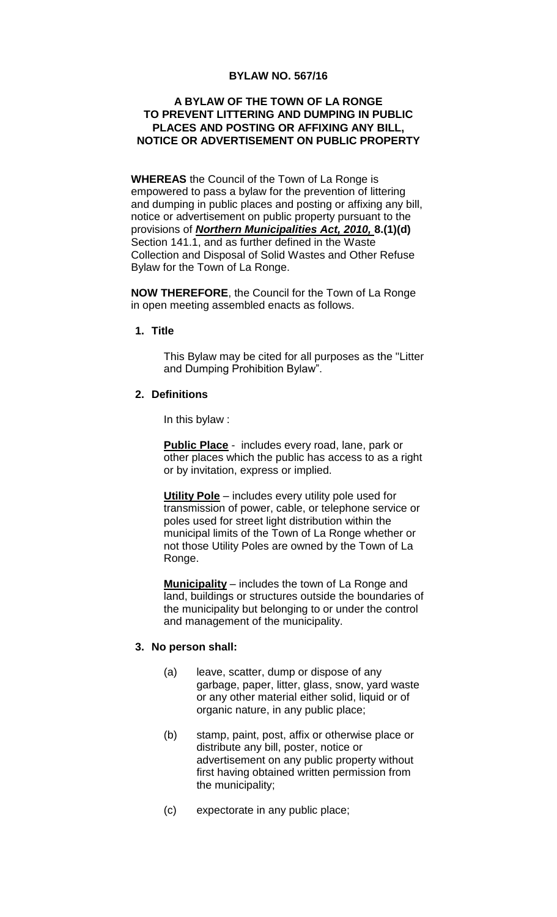**BYLAW NO. 567/16**

**A BYLAW OF THE TOWN OF LA RONGE TO PREVENT LITTERING AND DUMPING IN PUBLIC PLACES AND POSTING OR AFFIXING ANY BILL, NOTICE OR ADVERTISEMENT ON PUBLIC PROPERTY**

**WHEREAS** the Council of the Town of La Ronge is empowered to pass a bylaw for the prevention of littering and dumping in public places and posting or affixing any bill, notice or advertisement on public property pursuant to the provisions of ***Northern Municipalities Act, 2010,*** **8.(1)(d)** Section 141.1, and as further defined in the Waste Collection and Disposal of Solid Wastes and Other Refuse Bylaw for the Town of La Ronge.

**NOW THEREFORE**, the Council for the Town of La Ronge in open meeting assembled enacts as follows.

**1. Title**

This Bylaw may be cited for all purposes as the "Litter and Dumping Prohibition Bylaw".

**2. Definitions**

In this bylaw :

**Public Place** - includes every road, lane, park or other places which the public has access to as a right or by invitation, express or implied.

**Utility Pole** – includes every utility pole used for transmission of power, cable, or telephone service or poles used for street light distribution within the municipal limits of the Town of La Ronge whether or not those Utility Poles are owned by the Town of La Ronge.

**Municipality** – includes the town of La Ronge and land, buildings or structures outside the boundaries of the municipality but belonging to or under the control and management of the municipality.

**3. No person shall:**

(a) leave, scatter, dump or dispose of any garbage, paper, litter, glass, snow, yard waste or any other material either solid, liquid or of organic nature, in any public place;

(b) stamp, paint, post, affix or otherwise place or distribute any bill, poster, notice or advertisement on any public property without first having obtained written permission from the municipality;

(c) expectorate in any public place;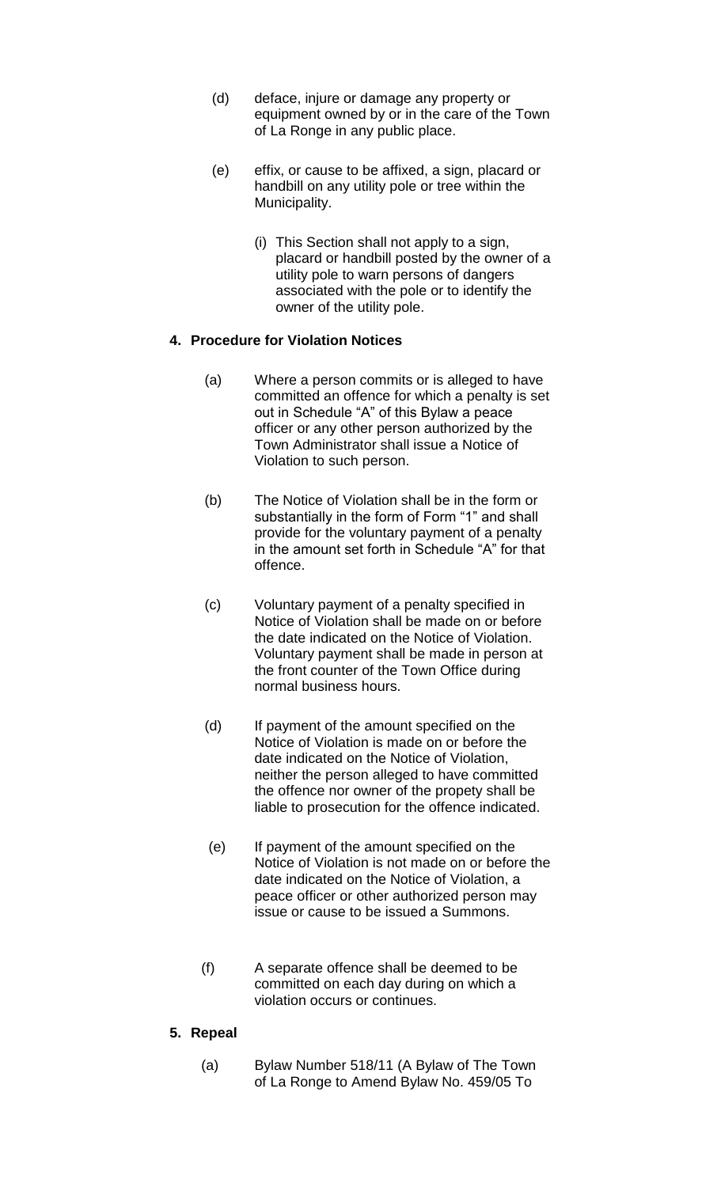(d) deface, injure or damage any property or equipment owned by or in the care of the Town of La Ronge in any public place.

(e) effix, or cause to be affixed, a sign, placard or handbill on any utility pole or tree within the Municipality.

   (i) This Section shall not apply to a sign, placard or handbill posted by the owner of a utility pole to warn persons of dangers associated with the pole or to identify the owner of the utility pole.

**4. Procedure for Violation Notices**

(a) Where a person commits or is alleged to have committed an offence for which a penalty is set out in Schedule "A" of this Bylaw a peace officer or any other person authorized by the Town Administrator shall issue a Notice of Violation to such person.

(b) The Notice of Violation shall be in the form or substantially in the form of Form "1" and shall provide for the voluntary payment of a penalty in the amount set forth in Schedule "A" for that offence.

(c) Voluntary payment of a penalty specified in Notice of Violation shall be made on or before the date indicated on the Notice of Violation. Voluntary payment shall be made in person at the front counter of the Town Office during normal business hours.

(d) If payment of the amount specified on the Notice of Violation is made on or before the date indicated on the Notice of Violation, neither the person alleged to have committed the offence nor owner of the propety shall be liable to prosecution for the offence indicated.

(e) If payment of the amount specified on the Notice of Violation is not made on or before the date indicated on the Notice of Violation, a peace officer or other authorized person may issue or cause to be issued a Summons.

(f) A separate offence shall be deemed to be committed on each day during on which a violation occurs or continues.

**5. Repeal**

(a) Bylaw Number 518/11 (A Bylaw of The Town of La Ronge to Amend Bylaw No. 459/05 To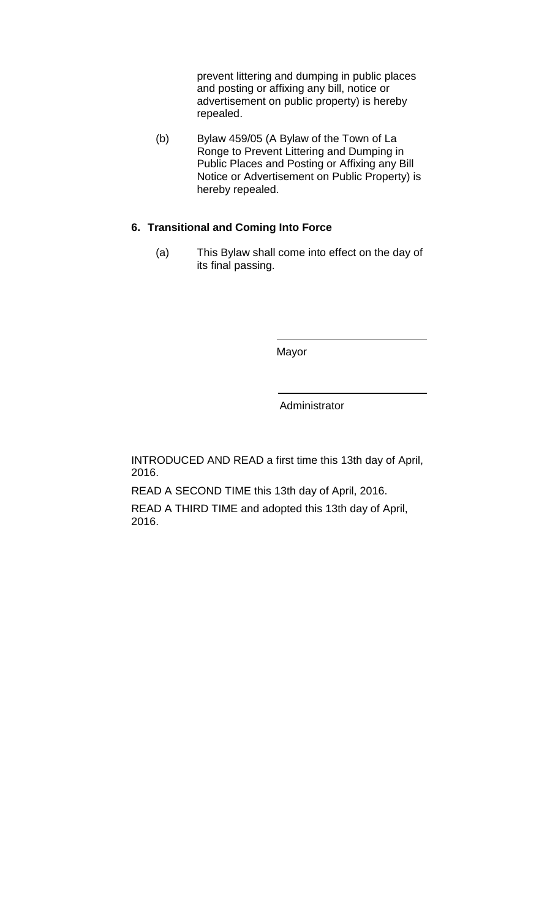prevent littering and dumping in public places and posting or affixing any bill, notice or advertisement on public property) is hereby repealed.

(b) Bylaw 459/05 (A Bylaw of the Town of La Ronge to Prevent Littering and Dumping in Public Places and Posting or Affixing any Bill Notice or Advertisement on Public Property) is hereby repealed.

**6. Transitional and Coming Into Force**

(a) This Bylaw shall come into effect on the day of its final passing.

\_\_\_\_\_\_\_\_\_\_\_\_\_\_\_\_\_\_\_\_\_\_\_\_\_\_

Mayor

\_\_\_\_\_\_\_\_\_\_\_\_\_\_\_\_\_\_\_\_\_\_\_\_\_\_

Administrator

INTRODUCED AND READ a first time this 13th day of April, 2016.

READ A SECOND TIME this 13th day of April, 2016.

READ A THIRD TIME and adopted this 13th day of April, 2016.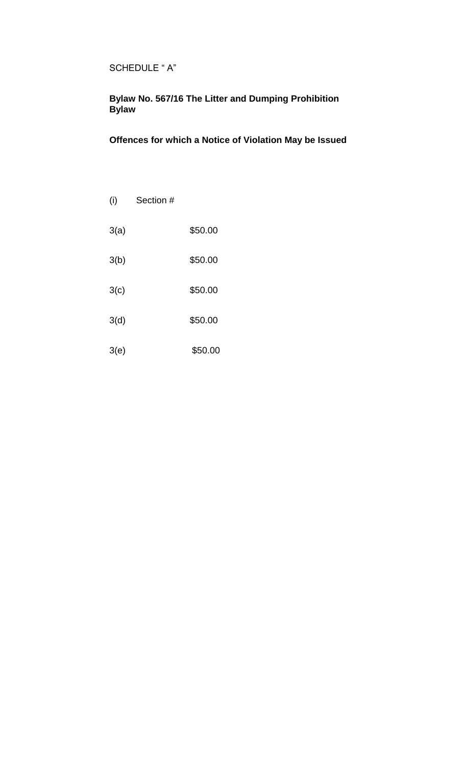SCHEDULE " A"

**Bylaw No. 567/16 The Litter and Dumping Prohibition Bylaw**

**Offences for which a Notice of Violation May be Issued**

(i) Section #

| | |
|---|---|
| 3(a) | $50.00 |
| 3(b) | $50.00 |
| 3(c) | $50.00 |
| 3(d) | $50.00 |
| 3(e) | $50.00 |